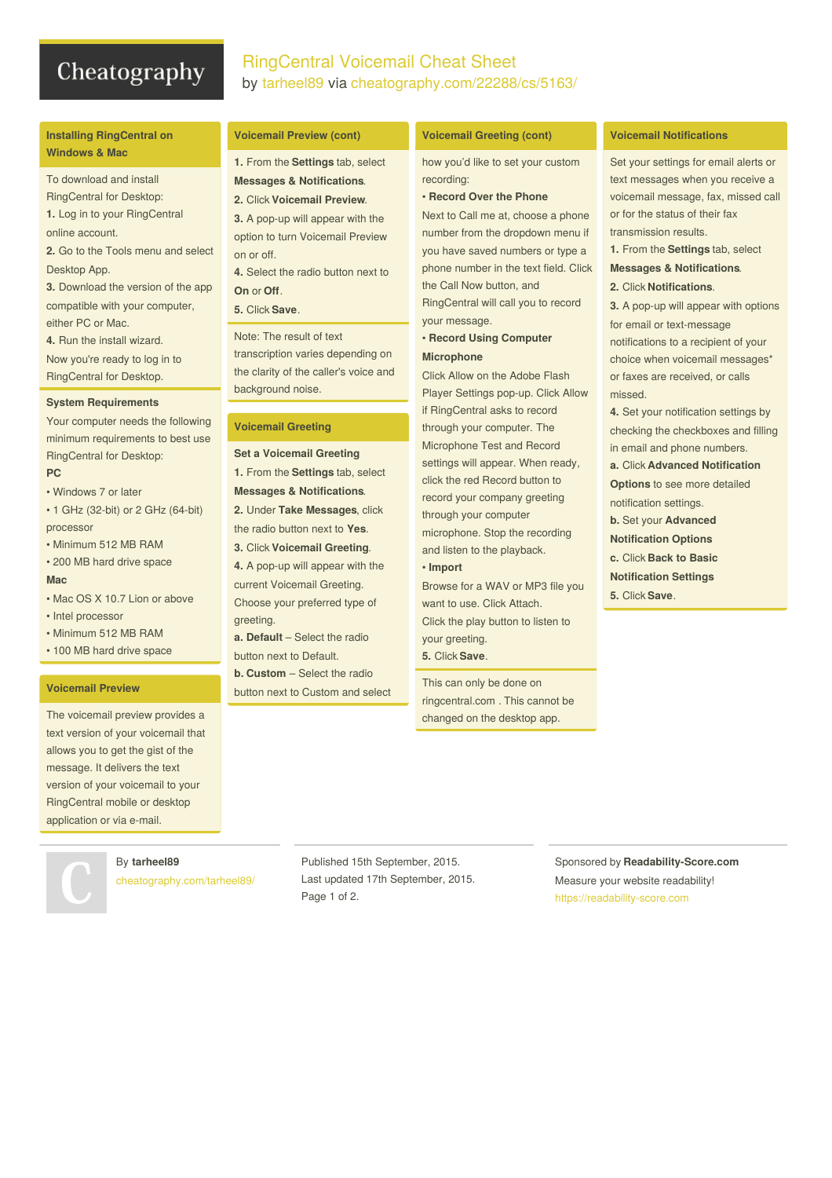# RingCentral Voicemail Cheat Sheet

by tarheel89 via cheatography.com/22288/cs/5163/

## Installing RingCentral on Windows & Mac

To download and install RingCentral for Desktop:

**1.** Log in to your RingCentral online account.

**2.** Go to the Tools menu and select Desktop App.

**3.** Download the version of the app compatible with your computer, either PC or Mac.

**4.** Run the install wizard.

Now you're ready to log in to RingCentral for Desktop.

### System Requirements

Your computer needs the following minimum requirements to best use RingCentral for Desktop:

**PC**

- Windows 7 or later
- 1 GHz (32-bit) or 2 GHz (64-bit) processor
- Minimum 512 MB RAM
- 200 MB hard drive space

**Mac**

- Mac OS X 10.7 Lion or above
- Intel processor
- Minimum 512 MB RAM
- 100 MB hard drive space

## Voicemail Preview

The voicemail preview provides a text version of your voicemail that allows you to get the gist of the message. It delivers the text version of your voicemail to your RingCentral mobile or desktop application or via e-mail.

## Voicemail Preview (cont)

**1.** From the **Settings** tab, select **Messages & Notifications**.

**2.** Click **Voicemail Preview**.

**3.** A pop-up will appear with the option to turn Voicemail Preview on or off.

**4.** Select the radio button next to **On** or **Off**.

**5.** Click **Save**.

Note: The result of text transcription varies depending on the clarity of the caller's voice and background noise.

## Voicemail Greeting

**Set a Voicemail Greeting**

**1.** From the **Settings** tab, select **Messages & Notifications**.

**2.** Under **Take Messages**, click the radio button next to **Yes**.

**3.** Click **Voicemail Greeting**.

**4.** A pop-up will appear with the current Voicemail Greeting. Choose your preferred type of greeting.

**a. Default** – Select the radio button next to Default.

**b. Custom** – Select the radio button next to Custom and select

## Voicemail Greeting (cont)

how you'd like to set your custom recording:

- **Record Over the Phone**

Next to Call me at, choose a phone number from the dropdown menu if you have saved numbers or type a phone number in the text field. Click the Call Now button, and RingCentral will call you to record your message.

- **Record Using Computer Microphone**

Click Allow on the Adobe Flash Player Settings pop-up. Click Allow if RingCentral asks to record through your computer. The Microphone Test and Record settings will appear. When ready, click the red Record button to record your company greeting through your computer microphone. Stop the recording and listen to the playback.

- **Import**

Browse for a WAV or MP3 file you want to use. Click Attach.

Click the play button to listen to your greeting.

**5.** Click **Save**.

This can only be done on ringcentral.com . This cannot be changed on the desktop app.

## Voicemail Notifications

Set your settings for email alerts or text messages when you receive a voicemail message, fax, missed call or for the status of their fax transmission results.

**1.** From the **Settings** tab, select **Messages & Notifications**.

**2.** Click **Notifications**.

**3.** A pop-up will appear with options for email or text-message notifications to a recipient of your choice when voicemail messages* or faxes are received, or calls missed.

**4.** Set your notification settings by checking the checkboxes and filling in email and phone numbers.

**a.** Click **Advanced Notification Options** to see more detailed notification settings.

**b.** Set your **Advanced Notification Options**

**c.** Click **Back to Basic Notification Settings**

**5.** Click **Save**.

By **tarheel89**
cheatography.com/tarheel89/

Published 15th September, 2015.
Last updated 17th September, 2015.

Sponsored by **Readability-Score.com**
Measure your website readability!
https://readability-score.com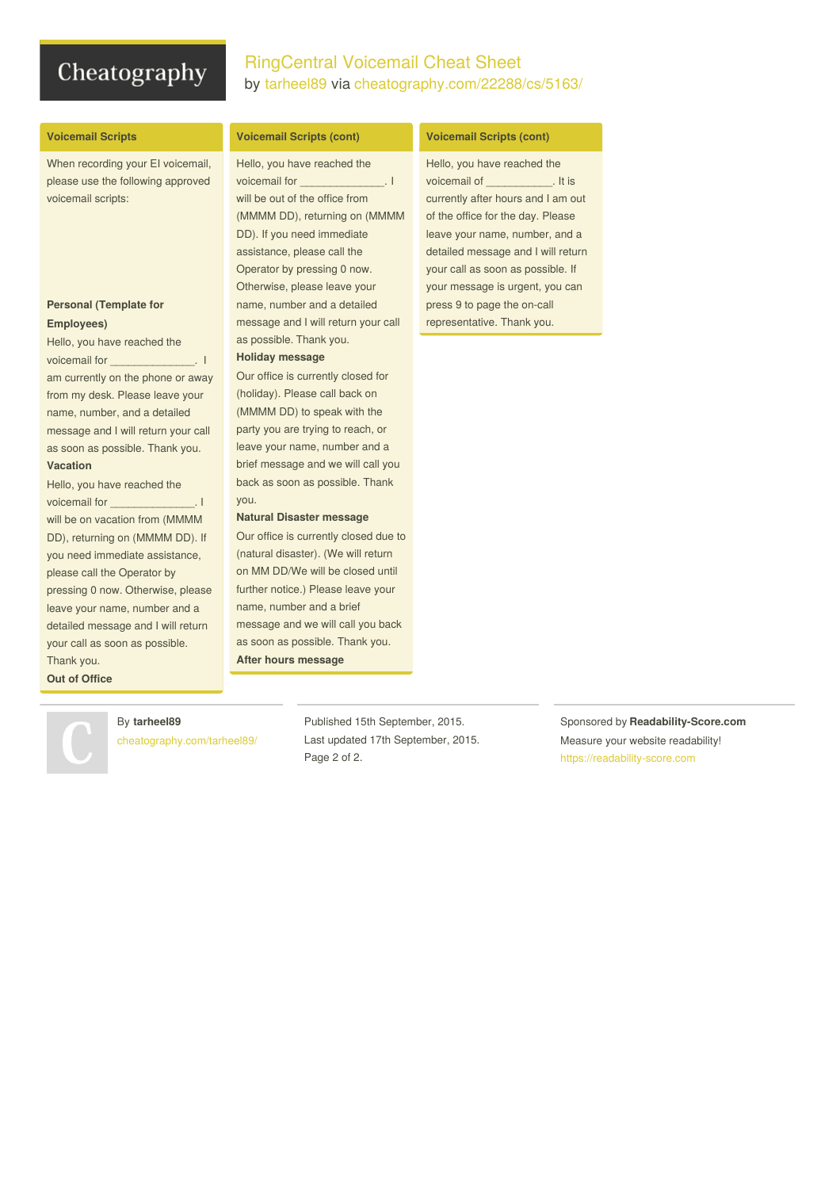# RingCentral Voicemail Cheat Sheet

by tarheel89 via cheatography.com/22288/cs/5163/

## Voicemail Scripts

When recording your EI voicemail, please use the following approved voicemail scripts:

**Personal (Template for Employees)**

Hello, you have reached the voicemail for ______________. I am currently on the phone or away from my desk. Please leave your name, number, and a detailed message and I will return your call as soon as possible. Thank you.

**Vacation**

Hello, you have reached the voicemail for ______________. I will be on vacation from (MMMM DD), returning on (MMMM DD). If you need immediate assistance, please call the Operator by pressing 0 now. Otherwise, please leave your name, number and a detailed message and I will return your call as soon as possible. Thank you.

**Out of Office**

## Voicemail Scripts (cont)

Hello, you have reached the voicemail for ______________. I will be out of the office from (MMMM DD), returning on (MMMM DD). If you need immediate assistance, please call the Operator by pressing 0 now. Otherwise, please leave your name, number and a detailed message and I will return your call as soon as possible. Thank you.

**Holiday message**

Our office is currently closed for (holiday). Please call back on (MMMM DD) to speak with the party you are trying to reach, or leave your name, number and a brief message and we will call you back as soon as possible. Thank you.

**Natural Disaster message**

Our office is currently closed due to (natural disaster). (We will return on MM DD/We will be closed until further notice.) Please leave your name, number and a brief message and we will call you back as soon as possible. Thank you.

**After hours message**

## Voicemail Scripts (cont)

Hello, you have reached the voicemail of ___________. It is currently after hours and I am out of the office for the day. Please leave your name, number, and a detailed message and I will return your call as soon as possible. If your message is urgent, you can press 9 to page the on-call representative. Thank you.

By **tarheel89**
cheatography.com/tarheel89/

Published 15th September, 2015.
Last updated 17th September, 2015.

Sponsored by **Readability-Score.com**
Measure your website readability!
https://readability-score.com